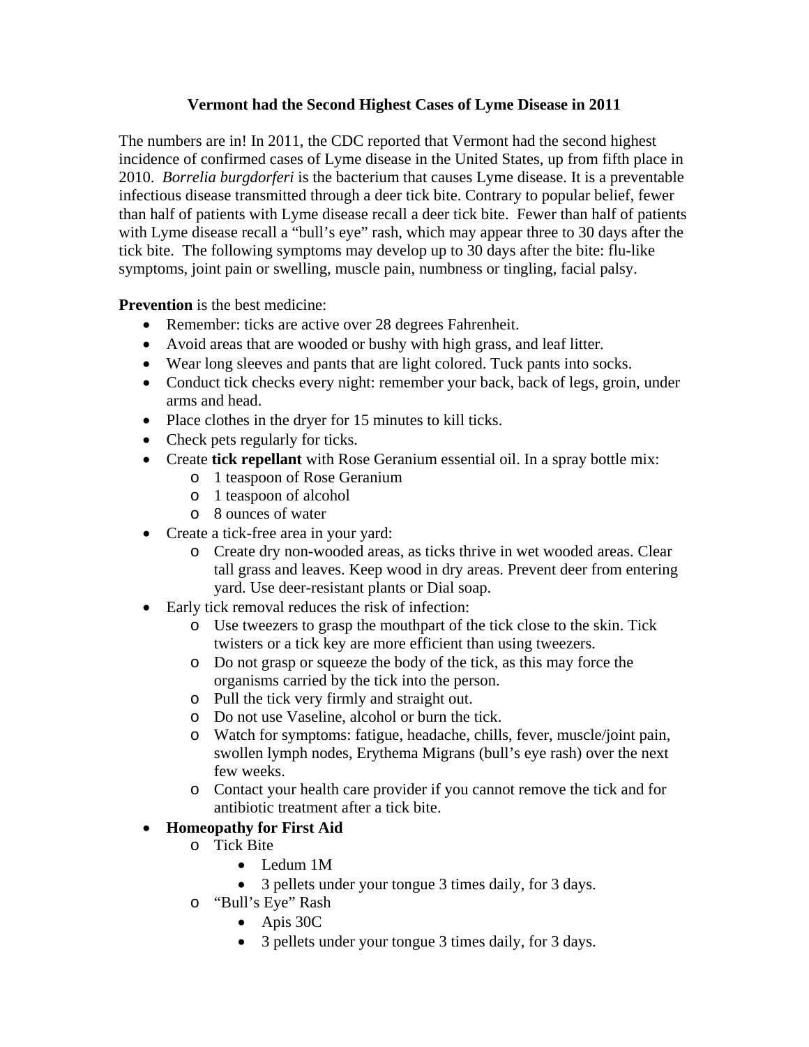# Vermont had the Second Highest Cases of Lyme Disease in 2011

The numbers are in! In 2011, the CDC reported that Vermont had the second highest incidence of confirmed cases of Lyme disease in the United States, up from fifth place in 2010. *Borrelia burgdorferi* is the bacterium that causes Lyme disease. It is a preventable infectious disease transmitted through a deer tick bite. Contrary to popular belief, fewer than half of patients with Lyme disease recall a deer tick bite. Fewer than half of patients with Lyme disease recall a "bull's eye" rash, which may appear three to 30 days after the tick bite. The following symptoms may develop up to 30 days after the bite: flu-like symptoms, joint pain or swelling, muscle pain, numbness or tingling, facial palsy.

**Prevention** is the best medicine:

- Remember: ticks are active over 28 degrees Fahrenheit.
- Avoid areas that are wooded or bushy with high grass, and leaf litter.
- Wear long sleeves and pants that are light colored. Tuck pants into socks.
- Conduct tick checks every night: remember your back, back of legs, groin, under arms and head.
- Place clothes in the dryer for 15 minutes to kill ticks.
- Check pets regularly for ticks.
- Create **tick repellant** with Rose Geranium essential oil. In a spray bottle mix:
  - 1 teaspoon of Rose Geranium
  - 1 teaspoon of alcohol
  - 8 ounces of water
- Create a tick-free area in your yard:
  - Create dry non-wooded areas, as ticks thrive in wet wooded areas. Clear tall grass and leaves. Keep wood in dry areas. Prevent deer from entering yard. Use deer-resistant plants or Dial soap.
- Early tick removal reduces the risk of infection:
  - Use tweezers to grasp the mouthpart of the tick close to the skin. Tick twisters or a tick key are more efficient than using tweezers.
  - Do not grasp or squeeze the body of the tick, as this may force the organisms carried by the tick into the person.
  - Pull the tick very firmly and straight out.
  - Do not use Vaseline, alcohol or burn the tick.
  - Watch for symptoms: fatigue, headache, chills, fever, muscle/joint pain, swollen lymph nodes, Erythema Migrans (bull's eye rash) over the next few weeks.
  - Contact your health care provider if you cannot remove the tick and for antibiotic treatment after a tick bite.
- **Homeopathy for First Aid**
  - Tick Bite
    - Ledum 1M
    - 3 pellets under your tongue 3 times daily, for 3 days.
  - "Bull's Eye" Rash
    - Apis 30C
    - 3 pellets under your tongue 3 times daily, for 3 days.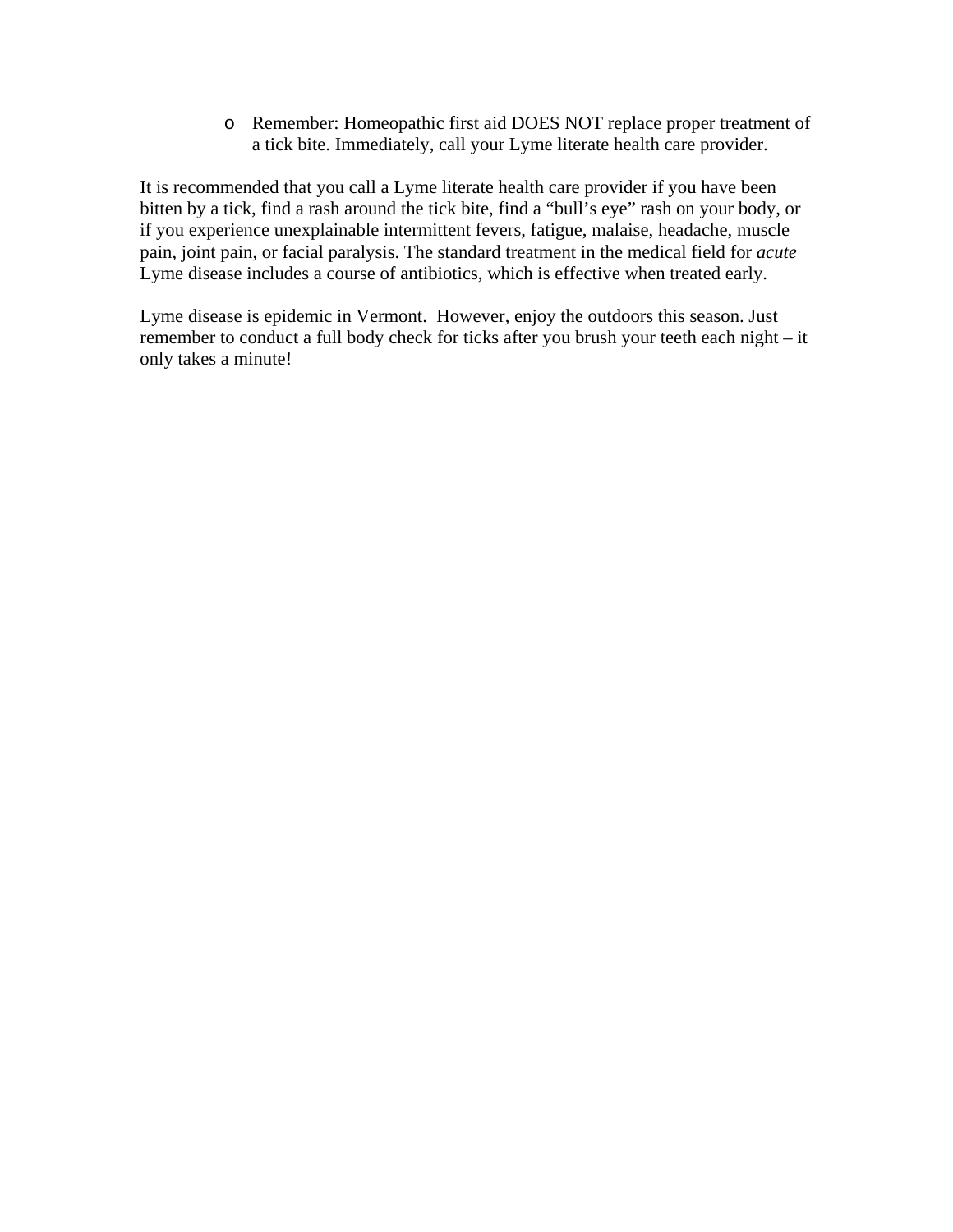- Remember: Homeopathic first aid DOES NOT replace proper treatment of a tick bite. Immediately, call your Lyme literate health care provider.

It is recommended that you call a Lyme literate health care provider if you have been bitten by a tick, find a rash around the tick bite, find a “bull’s eye” rash on your body, or if you experience unexplainable intermittent fevers, fatigue, malaise, headache, muscle pain, joint pain, or facial paralysis. The standard treatment in the medical field for *acute* Lyme disease includes a course of antibiotics, which is effective when treated early.

Lyme disease is epidemic in Vermont. However, enjoy the outdoors this season. Just remember to conduct a full body check for ticks after you brush your teeth each night – it only takes a minute!